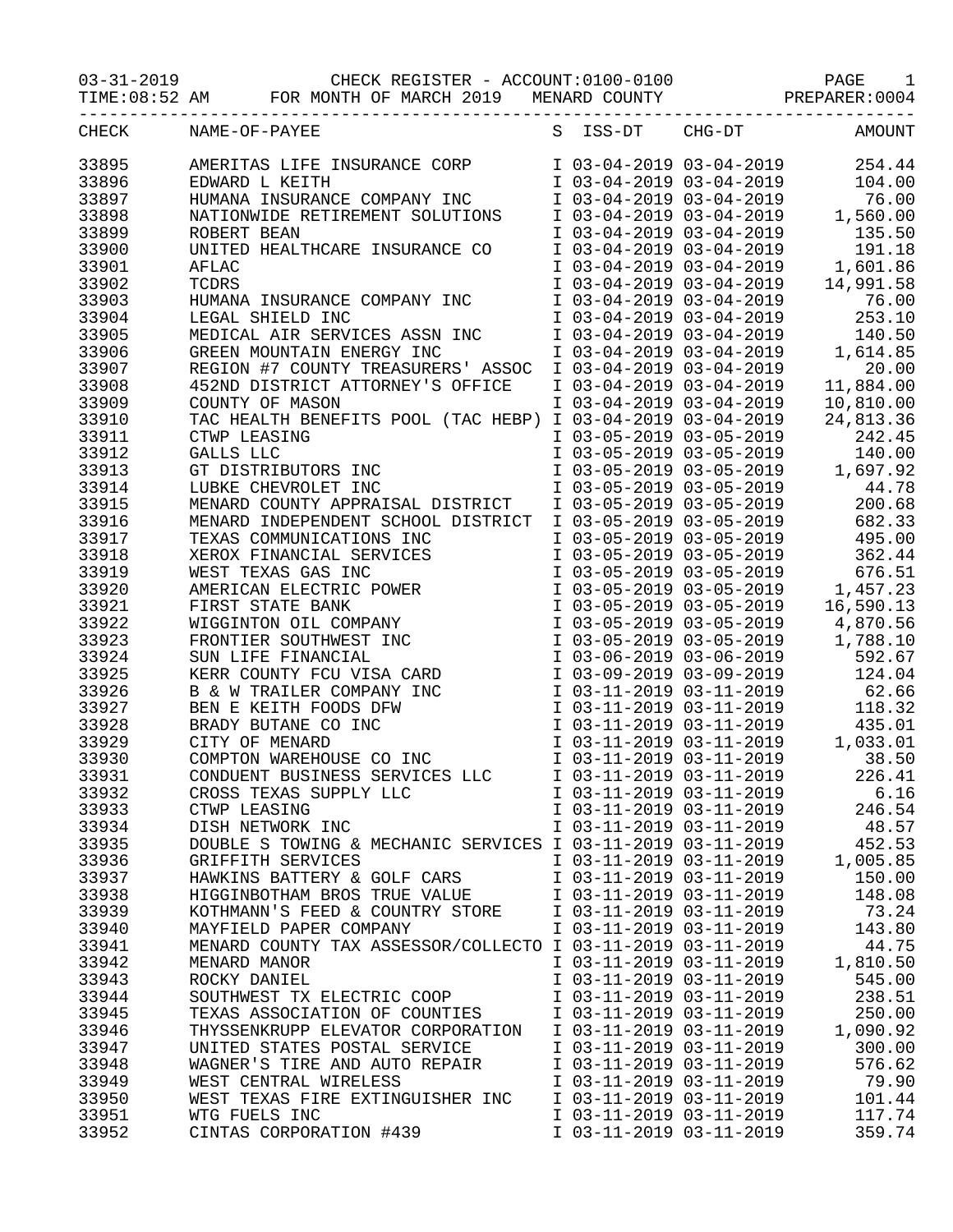03-31-2019 CHECK REGISTER - ACCOUNT:0100-0100 PAGE 1
TIME:08:52 AM FOR MONTH OF MARCH 2019 MENARD COUNTY PREPARER:0004

| CHECK | NAME-OF-PAYEE | S | ISS-DT | CHG-DT | AMOUNT |
|---|---|---|---|---|---|
| 33895 | AMERITAS LIFE INSURANCE CORP | I | 03-04-2019 | 03-04-2019 | 254.44 |
| 33896 | EDWARD L KEITH | I | 03-04-2019 | 03-04-2019 | 104.00 |
| 33897 | HUMANA INSURANCE COMPANY INC | I | 03-04-2019 | 03-04-2019 | 76.00 |
| 33898 | NATIONWIDE RETIREMENT SOLUTIONS | I | 03-04-2019 | 03-04-2019 | 1,560.00 |
| 33899 | ROBERT BEAN | I | 03-04-2019 | 03-04-2019 | 135.50 |
| 33900 | UNITED HEALTHCARE INSURANCE CO | I | 03-04-2019 | 03-04-2019 | 191.18 |
| 33901 | AFLAC | I | 03-04-2019 | 03-04-2019 | 1,601.86 |
| 33902 | TCDRS | I | 03-04-2019 | 03-04-2019 | 14,991.58 |
| 33903 | HUMANA INSURANCE COMPANY INC | I | 03-04-2019 | 03-04-2019 | 76.00 |
| 33904 | LEGAL SHIELD INC | I | 03-04-2019 | 03-04-2019 | 253.10 |
| 33905 | MEDICAL AIR SERVICES ASSN INC | I | 03-04-2019 | 03-04-2019 | 140.50 |
| 33906 | GREEN MOUNTAIN ENERGY INC | I | 03-04-2019 | 03-04-2019 | 1,614.85 |
| 33907 | REGION #7 COUNTY TREASURERS' ASSOC | I | 03-04-2019 | 03-04-2019 | 20.00 |
| 33908 | 452ND DISTRICT ATTORNEY'S OFFICE | I | 03-04-2019 | 03-04-2019 | 11,884.00 |
| 33909 | COUNTY OF MASON | I | 03-04-2019 | 03-04-2019 | 10,810.00 |
| 33910 | TAC HEALTH BENEFITS POOL (TAC HEBP) | I | 03-04-2019 | 03-04-2019 | 24,813.36 |
| 33911 | CTWP LEASING | I | 03-05-2019 | 03-05-2019 | 242.45 |
| 33912 | GALLS LLC | I | 03-05-2019 | 03-05-2019 | 140.00 |
| 33913 | GT DISTRIBUTORS INC | I | 03-05-2019 | 03-05-2019 | 1,697.92 |
| 33914 | LUBKE CHEVROLET INC | I | 03-05-2019 | 03-05-2019 | 44.78 |
| 33915 | MENARD COUNTY APPRAISAL DISTRICT | I | 03-05-2019 | 03-05-2019 | 200.68 |
| 33916 | MENARD INDEPENDENT SCHOOL DISTRICT | I | 03-05-2019 | 03-05-2019 | 682.33 |
| 33917 | TEXAS COMMUNICATIONS INC | I | 03-05-2019 | 03-05-2019 | 495.00 |
| 33918 | XEROX FINANCIAL SERVICES | I | 03-05-2019 | 03-05-2019 | 362.44 |
| 33919 | WEST TEXAS GAS INC | I | 03-05-2019 | 03-05-2019 | 676.51 |
| 33920 | AMERICAN ELECTRIC POWER | I | 03-05-2019 | 03-05-2019 | 1,457.23 |
| 33921 | FIRST STATE BANK | I | 03-05-2019 | 03-05-2019 | 16,590.13 |
| 33922 | WIGGINTON OIL COMPANY | I | 03-05-2019 | 03-05-2019 | 4,870.56 |
| 33923 | FRONTIER SOUTHWEST INC | I | 03-05-2019 | 03-05-2019 | 1,788.10 |
| 33924 | SUN LIFE FINANCIAL | I | 03-06-2019 | 03-06-2019 | 592.67 |
| 33925 | KERR COUNTY FCU VISA CARD | I | 03-09-2019 | 03-09-2019 | 124.04 |
| 33926 | B & W TRAILER COMPANY INC | I | 03-11-2019 | 03-11-2019 | 62.66 |
| 33927 | BEN E KEITH FOODS DFW | I | 03-11-2019 | 03-11-2019 | 118.32 |
| 33928 | BRADY BUTANE CO INC | I | 03-11-2019 | 03-11-2019 | 435.01 |
| 33929 | CITY OF MENARD | I | 03-11-2019 | 03-11-2019 | 1,033.01 |
| 33930 | COMPTON WAREHOUSE CO INC | I | 03-11-2019 | 03-11-2019 | 38.50 |
| 33931 | CONDUENT BUSINESS SERVICES LLC | I | 03-11-2019 | 03-11-2019 | 226.41 |
| 33932 | CROSS TEXAS SUPPLY LLC | I | 03-11-2019 | 03-11-2019 | 6.16 |
| 33933 | CTWP LEASING | I | 03-11-2019 | 03-11-2019 | 246.54 |
| 33934 | DISH NETWORK INC | I | 03-11-2019 | 03-11-2019 | 48.57 |
| 33935 | DOUBLE S TOWING & MECHANIC SERVICES | I | 03-11-2019 | 03-11-2019 | 452.53 |
| 33936 | GRIFFITH SERVICES | I | 03-11-2019 | 03-11-2019 | 1,005.85 |
| 33937 | HAWKINS BATTERY & GOLF CARS | I | 03-11-2019 | 03-11-2019 | 150.00 |
| 33938 | HIGGINBOTHAM BROS TRUE VALUE | I | 03-11-2019 | 03-11-2019 | 148.08 |
| 33939 | KOTHMANN'S FEED & COUNTRY STORE | I | 03-11-2019 | 03-11-2019 | 73.24 |
| 33940 | MAYFIELD PAPER COMPANY | I | 03-11-2019 | 03-11-2019 | 143.80 |
| 33941 | MENARD COUNTY TAX ASSESSOR/COLLECTO | I | 03-11-2019 | 03-11-2019 | 44.75 |
| 33942 | MENARD MANOR | I | 03-11-2019 | 03-11-2019 | 1,810.50 |
| 33943 | ROCKY DANIEL | I | 03-11-2019 | 03-11-2019 | 545.00 |
| 33944 | SOUTHWEST TX ELECTRIC COOP | I | 03-11-2019 | 03-11-2019 | 238.51 |
| 33945 | TEXAS ASSOCIATION OF COUNTIES | I | 03-11-2019 | 03-11-2019 | 250.00 |
| 33946 | THYSSENKRUPP ELEVATOR CORPORATION | I | 03-11-2019 | 03-11-2019 | 1,090.92 |
| 33947 | UNITED STATES POSTAL SERVICE | I | 03-11-2019 | 03-11-2019 | 300.00 |
| 33948 | WAGNER'S TIRE AND AUTO REPAIR | I | 03-11-2019 | 03-11-2019 | 576.62 |
| 33949 | WEST CENTRAL WIRELESS | I | 03-11-2019 | 03-11-2019 | 79.90 |
| 33950 | WEST TEXAS FIRE EXTINGUISHER INC | I | 03-11-2019 | 03-11-2019 | 101.44 |
| 33951 | WTG FUELS INC | I | 03-11-2019 | 03-11-2019 | 117.74 |
| 33952 | CINTAS CORPORATION #439 | I | 03-11-2019 | 03-11-2019 | 359.74 |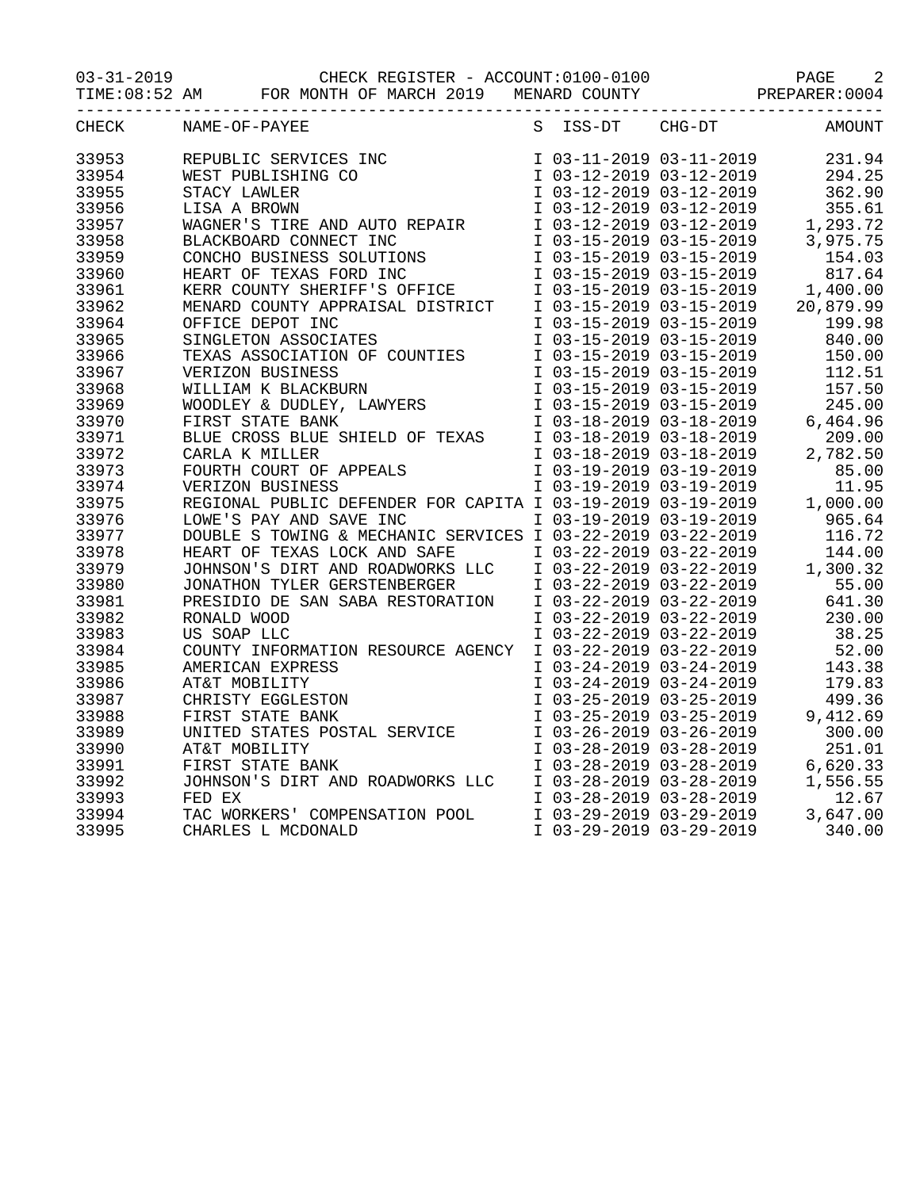03-31-2019 CHECK REGISTER - ACCOUNT:0100-0100 PAGE 2
TIME:08:52 AM FOR MONTH OF MARCH 2019 MENARD COUNTY PREPARER:0004

| CHECK | NAME-OF-PAYEE | S | ISS-DT | CHG-DT | AMOUNT |
|---|---|---|---|---|---|
| 33953 | REPUBLIC SERVICES INC | I | 03-11-2019 | 03-11-2019 | 231.94 |
| 33954 | WEST PUBLISHING CO | I | 03-12-2019 | 03-12-2019 | 294.25 |
| 33955 | STACY LAWLER | I | 03-12-2019 | 03-12-2019 | 362.90 |
| 33956 | LISA A BROWN | I | 03-12-2019 | 03-12-2019 | 355.61 |
| 33957 | WAGNER'S TIRE AND AUTO REPAIR | I | 03-12-2019 | 03-12-2019 | 1,293.72 |
| 33958 | BLACKBOARD CONNECT INC | I | 03-15-2019 | 03-15-2019 | 3,975.75 |
| 33959 | CONCHO BUSINESS SOLUTIONS | I | 03-15-2019 | 03-15-2019 | 154.03 |
| 33960 | HEART OF TEXAS FORD INC | I | 03-15-2019 | 03-15-2019 | 817.64 |
| 33961 | KERR COUNTY SHERIFF'S OFFICE | I | 03-15-2019 | 03-15-2019 | 1,400.00 |
| 33962 | MENARD COUNTY APPRAISAL DISTRICT | I | 03-15-2019 | 03-15-2019 | 20,879.99 |
| 33964 | OFFICE DEPOT INC | I | 03-15-2019 | 03-15-2019 | 199.98 |
| 33965 | SINGLETON ASSOCIATES | I | 03-15-2019 | 03-15-2019 | 840.00 |
| 33966 | TEXAS ASSOCIATION OF COUNTIES | I | 03-15-2019 | 03-15-2019 | 150.00 |
| 33967 | VERIZON BUSINESS | I | 03-15-2019 | 03-15-2019 | 112.51 |
| 33968 | WILLIAM K BLACKBURN | I | 03-15-2019 | 03-15-2019 | 157.50 |
| 33969 | WOODLEY & DUDLEY, LAWYERS | I | 03-15-2019 | 03-15-2019 | 245.00 |
| 33970 | FIRST STATE BANK | I | 03-18-2019 | 03-18-2019 | 6,464.96 |
| 33971 | BLUE CROSS BLUE SHIELD OF TEXAS | I | 03-18-2019 | 03-18-2019 | 209.00 |
| 33972 | CARLA K MILLER | I | 03-18-2019 | 03-18-2019 | 2,782.50 |
| 33973 | FOURTH COURT OF APPEALS | I | 03-19-2019 | 03-19-2019 | 85.00 |
| 33974 | VERIZON BUSINESS | I | 03-19-2019 | 03-19-2019 | 11.95 |
| 33975 | REGIONAL PUBLIC DEFENDER FOR CAPITA | I | 03-19-2019 | 03-19-2019 | 1,000.00 |
| 33976 | LOWE'S PAY AND SAVE INC | I | 03-19-2019 | 03-19-2019 | 965.64 |
| 33977 | DOUBLE S TOWING & MECHANIC SERVICES | I | 03-22-2019 | 03-22-2019 | 116.72 |
| 33978 | HEART OF TEXAS LOCK AND SAFE | I | 03-22-2019 | 03-22-2019 | 144.00 |
| 33979 | JOHNSON'S DIRT AND ROADWORKS LLC | I | 03-22-2019 | 03-22-2019 | 1,300.32 |
| 33980 | JONATHON TYLER GERSTENBERGER | I | 03-22-2019 | 03-22-2019 | 55.00 |
| 33981 | PRESIDIO DE SAN SABA RESTORATION | I | 03-22-2019 | 03-22-2019 | 641.30 |
| 33982 | RONALD WOOD | I | 03-22-2019 | 03-22-2019 | 230.00 |
| 33983 | US SOAP LLC | I | 03-22-2019 | 03-22-2019 | 38.25 |
| 33984 | COUNTY INFORMATION RESOURCE AGENCY | I | 03-22-2019 | 03-22-2019 | 52.00 |
| 33985 | AMERICAN EXPRESS | I | 03-24-2019 | 03-24-2019 | 143.38 |
| 33986 | AT&T MOBILITY | I | 03-24-2019 | 03-24-2019 | 179.83 |
| 33987 | CHRISTY EGGLESTON | I | 03-25-2019 | 03-25-2019 | 499.36 |
| 33988 | FIRST STATE BANK | I | 03-25-2019 | 03-25-2019 | 9,412.69 |
| 33989 | UNITED STATES POSTAL SERVICE | I | 03-26-2019 | 03-26-2019 | 300.00 |
| 33990 | AT&T MOBILITY | I | 03-28-2019 | 03-28-2019 | 251.01 |
| 33991 | FIRST STATE BANK | I | 03-28-2019 | 03-28-2019 | 6,620.33 |
| 33992 | JOHNSON'S DIRT AND ROADWORKS LLC | I | 03-28-2019 | 03-28-2019 | 1,556.55 |
| 33993 | FED EX | I | 03-28-2019 | 03-28-2019 | 12.67 |
| 33994 | TAC WORKERS' COMPENSATION POOL | I | 03-29-2019 | 03-29-2019 | 3,647.00 |
| 33995 | CHARLES L MCDONALD | I | 03-29-2019 | 03-29-2019 | 340.00 |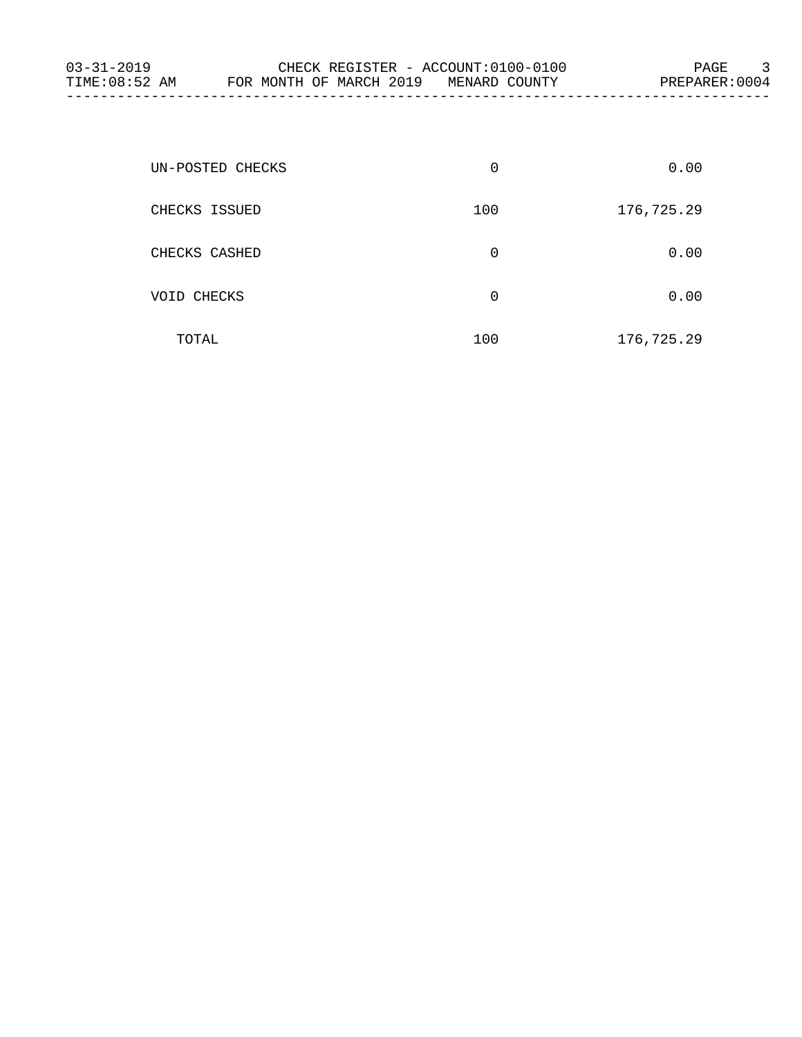| | | |
|---|---|---|
| UN-POSTED CHECKS | 0 | 0.00 |
| CHECKS ISSUED | 100 | 176,725.29 |
| CHECKS CASHED | 0 | 0.00 |
| VOID CHECKS | 0 | 0.00 |
| TOTAL | 100 | 176,725.29 |